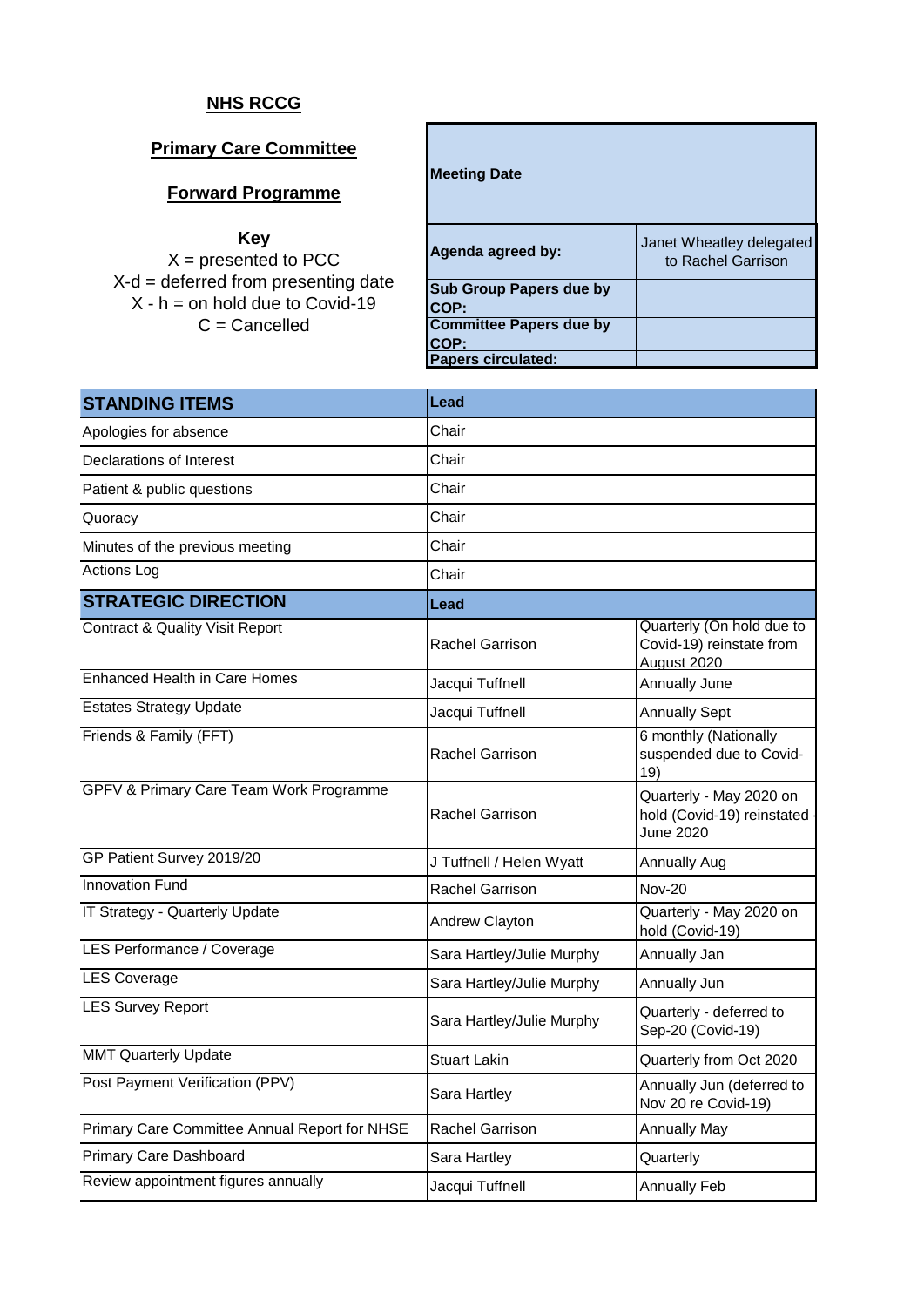**NHS RCCG**

**Primary Care Committee**

**Forward Programme**

**Key**

X = presented to PCC

X-d = deferred from presenting date

X - h = on hold due to Covid-19

C = Cancelled

| **Meeting Date** | |
|---|---|
| **Agenda agreed by:** | Janet Wheatley delegated to Rachel Garrison |
| **Sub Group Papers due by COP:** | |
| **Committee Papers due by COP:** | |
| **Papers circulated:** | |

| **STANDING ITEMS** | **Lead** | |
|---|---|---|
| Apologies for absence | Chair | |
| Declarations of Interest | Chair | |
| Patient & public questions | Chair | |
| Quoracy | Chair | |
| Minutes of the previous meeting | Chair | |
| Actions Log | Chair | |
| **STRATEGIC DIRECTION** | **Lead** | |
| Contract & Quality Visit Report | Rachel Garrison | Quarterly (On hold due to Covid-19) reinstate from August 2020 |
| Enhanced Health in Care Homes | Jacqui Tuffnell | Annually June |
| Estates Strategy Update | Jacqui Tuffnell | Annually Sept |
| Friends & Family (FFT) | Rachel Garrison | 6 monthly (Nationally suspended due to Covid-19) |
| GPFV & Primary Care Team Work Programme | Rachel Garrison | Quarterly - May 2020 on hold (Covid-19) reinstated June 2020 |
| GP Patient Survey 2019/20 | J Tuffnell / Helen Wyatt | Annually Aug |
| Innovation Fund | Rachel Garrison | Nov-20 |
| IT Strategy - Quarterly Update | Andrew Clayton | Quarterly - May 2020 on hold (Covid-19) |
| LES Performance / Coverage | Sara Hartley/Julie Murphy | Annually Jan |
| LES Coverage | Sara Hartley/Julie Murphy | Annually Jun |
| LES Survey Report | Sara Hartley/Julie Murphy | Quarterly - deferred to Sep-20 (Covid-19) |
| MMT Quarterly Update | Stuart Lakin | Quarterly from Oct 2020 |
| Post Payment Verification (PPV) | Sara Hartley | Annually Jun (deferred to Nov 20 re Covid-19) |
| Primary Care Committee Annual Report for NHSE | Rachel Garrison | Annually May |
| Primary Care Dashboard | Sara Hartley | Quarterly |
| Review appointment figures annually | Jacqui Tuffnell | Annually Feb |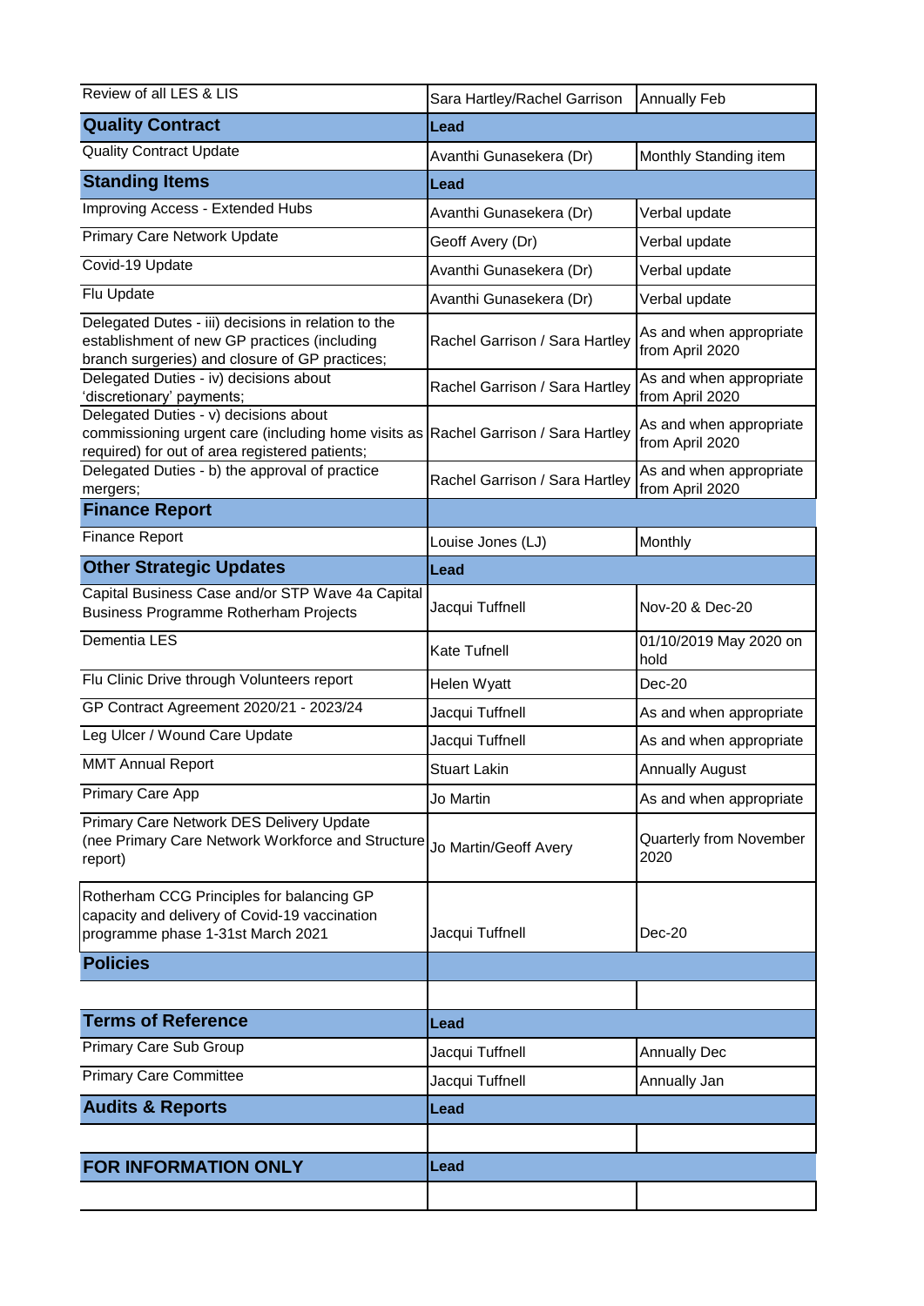| Review of all LES & LIS | Sara Hartley/Rachel Garrison | Annually Feb |
|---|---|---|
| **Quality Contract** | **Lead** | |
| Quality Contract Update | Avanthi Gunasekera (Dr) | Monthly Standing item |
| **Standing Items** | **Lead** | |
| Improving Access - Extended Hubs | Avanthi Gunasekera (Dr) | Verbal update |
| Primary Care Network Update | Geoff Avery (Dr) | Verbal update |
| Covid-19 Update | Avanthi Gunasekera (Dr) | Verbal update |
| Flu Update | Avanthi Gunasekera (Dr) | Verbal update |
| Delegated Dutes - iii) decisions in relation to the establishment of new GP practices (including branch surgeries) and closure of GP practices; | Rachel Garrison / Sara Hartley | As and when appropriate from April 2020 |
| Delegated Duties - iv) decisions about 'discretionary' payments; | Rachel Garrison / Sara Hartley | As and when appropriate from April 2020 |
| Delegated Duties - v) decisions about commissioning urgent care (including home visits as required) for out of area registered patients; | Rachel Garrison / Sara Hartley | As and when appropriate from April 2020 |
| Delegated Duties - b) the approval of practice mergers; | Rachel Garrison / Sara Hartley | As and when appropriate from April 2020 |
| **Finance Report** | | |
| Finance Report | Louise Jones (LJ) | Monthly |
| **Other Strategic Updates** | **Lead** | |
| Capital Business Case and/or STP Wave 4a Capital Business Programme Rotherham Projects | Jacqui Tuffnell | Nov-20 & Dec-20 |
| Dementia LES | Kate Tufnell | 01/10/2019 May 2020 on hold |
| Flu Clinic Drive through Volunteers report | Helen Wyatt | Dec-20 |
| GP Contract Agreement 2020/21 - 2023/24 | Jacqui Tuffnell | As and when appropriate |
| Leg Ulcer / Wound Care Update | Jacqui Tuffnell | As and when appropriate |
| MMT Annual Report | Stuart Lakin | Annually August |
| Primary Care App | Jo Martin | As and when appropriate |
| Primary Care Network DES Delivery Update (nee Primary Care Network Workforce and Structure report) | Jo Martin/Geoff Avery | Quarterly from November 2020 |
| Rotherham CCG Principles for balancing GP capacity and delivery of Covid-19 vaccination programme phase 1-31st March 2021 | Jacqui Tuffnell | Dec-20 |
| **Policies** | | |
| | | |
| **Terms of Reference** | **Lead** | |
| Primary Care Sub Group | Jacqui Tuffnell | Annually Dec |
| Primary Care Committee | Jacqui Tuffnell | Annually Jan |
| **Audits & Reports** | **Lead** | |
| | | |
| **FOR INFORMATION ONLY** | **Lead** | |
| | | |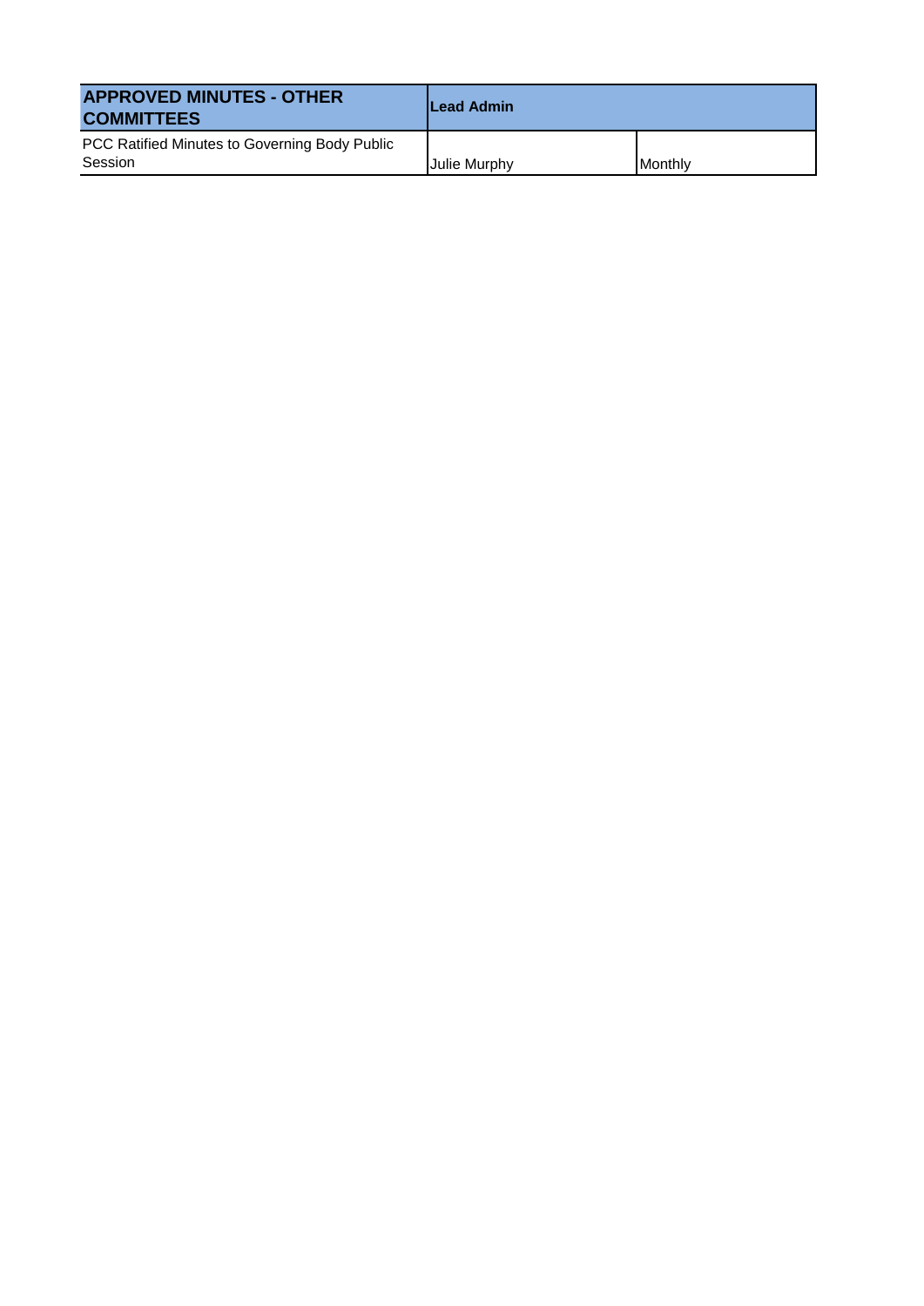| APPROVED MINUTES - OTHER COMMITTEES | Lead Admin | |
|---|---|---|
| PCC Ratified Minutes to Governing Body Public Session | Julie Murphy | Monthly |